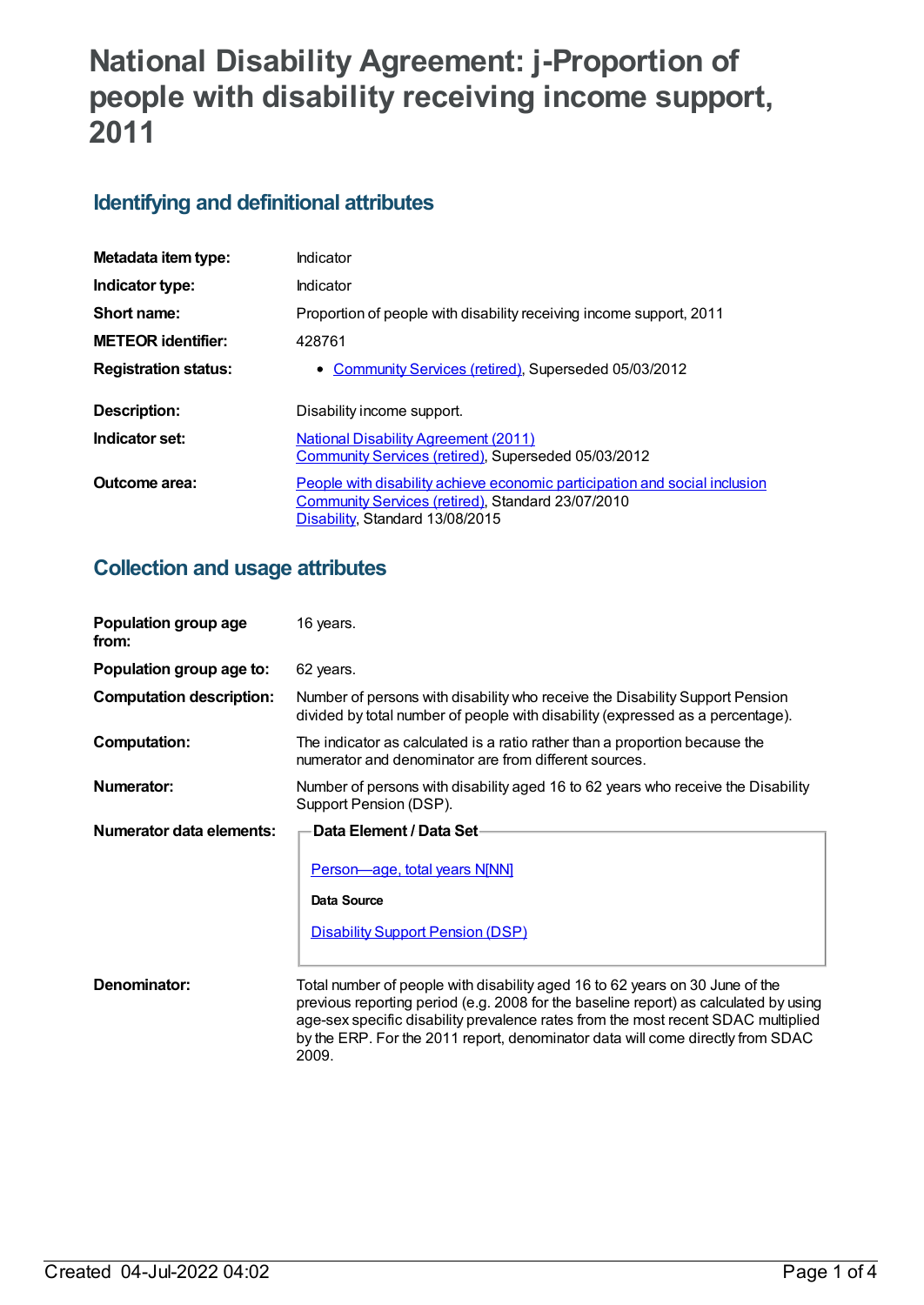# National Disability Agreement: j-Proportion of people with disability receiving income support, 2011

## Identifying and definitional attributes

| | |
|---|---|
| **Metadata item type:** | Indicator |
| **Indicator type:** | Indicator |
| **Short name:** | Proportion of people with disability receiving income support, 2011 |
| **METEOR identifier:** | 428761 |
| **Registration status:** | • Community Services (retired), Superseded 05/03/2012 |
| **Description:** | Disability income support. |
| **Indicator set:** | National Disability Agreement (2011)<br>Community Services (retired), Superseded 05/03/2012 |
| **Outcome area:** | People with disability achieve economic participation and social inclusion<br>Community Services (retired), Standard 23/07/2010<br>Disability, Standard 13/08/2015 |

## Collection and usage attributes

| | |
|---|---|
| **Population group age from:** | 16 years. |
| **Population group age to:** | 62 years. |
| **Computation description:** | Number of persons with disability who receive the Disability Support Pension divided by total number of people with disability (expressed as a percentage). |
| **Computation:** | The indicator as calculated is a ratio rather than a proportion because the numerator and denominator are from different sources. |
| **Numerator:** | Number of persons with disability aged 16 to 62 years who receive the Disability Support Pension (DSP). |
| **Numerator data elements:** | **Data Element / Data Set**<br>Person—age, total years N[NN]<br>**Data Source**<br>Disability Support Pension (DSP) |
| **Denominator:** | Total number of people with disability aged 16 to 62 years on 30 June of the previous reporting period (e.g. 2008 for the baseline report) as calculated by using age-sex specific disability prevalence rates from the most recent SDAC multiplied by the ERP. For the 2011 report, denominator data will come directly from SDAC 2009. |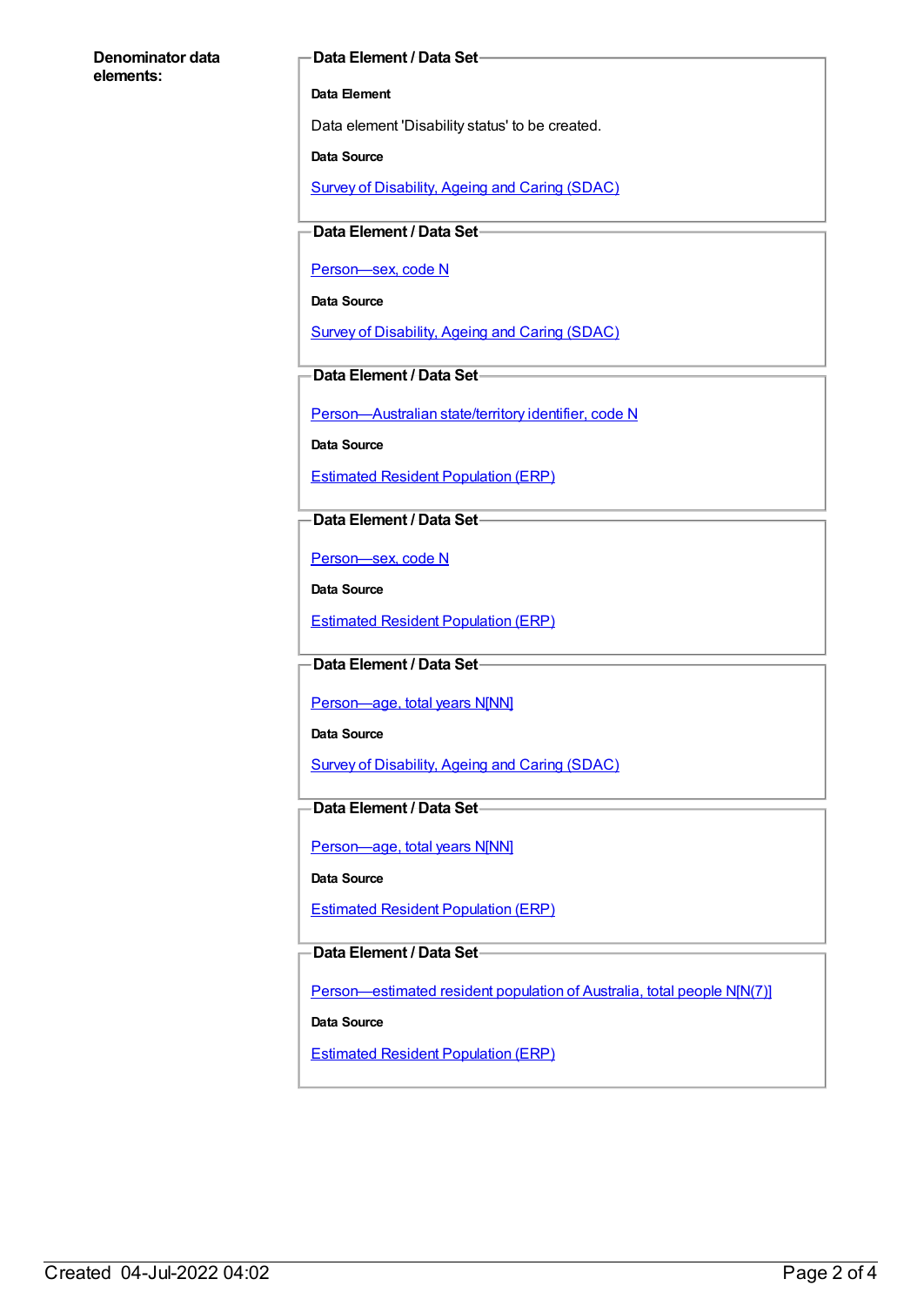**Denominator data elements:**

**Data Element / Data Set**

**Data Element**

Data element 'Disability status' to be created.

**Data Source**

Survey of Disability, Ageing and Caring (SDAC)

**Data Element / Data Set**

Person—sex, code N

**Data Source**

Survey of Disability, Ageing and Caring (SDAC)

**Data Element / Data Set**

Person—Australian state/territory identifier, code N

**Data Source**

Estimated Resident Population (ERP)

**Data Element / Data Set**

Person—sex, code N

**Data Source**

Estimated Resident Population (ERP)

**Data Element / Data Set**

Person—age, total years N[NN]

**Data Source**

Survey of Disability, Ageing and Caring (SDAC)

**Data Element / Data Set**

Person—age, total years N[NN]

**Data Source**

Estimated Resident Population (ERP)

**Data Element / Data Set**

Person—estimated resident population of Australia, total people N[N(7)]

**Data Source**

Estimated Resident Population (ERP)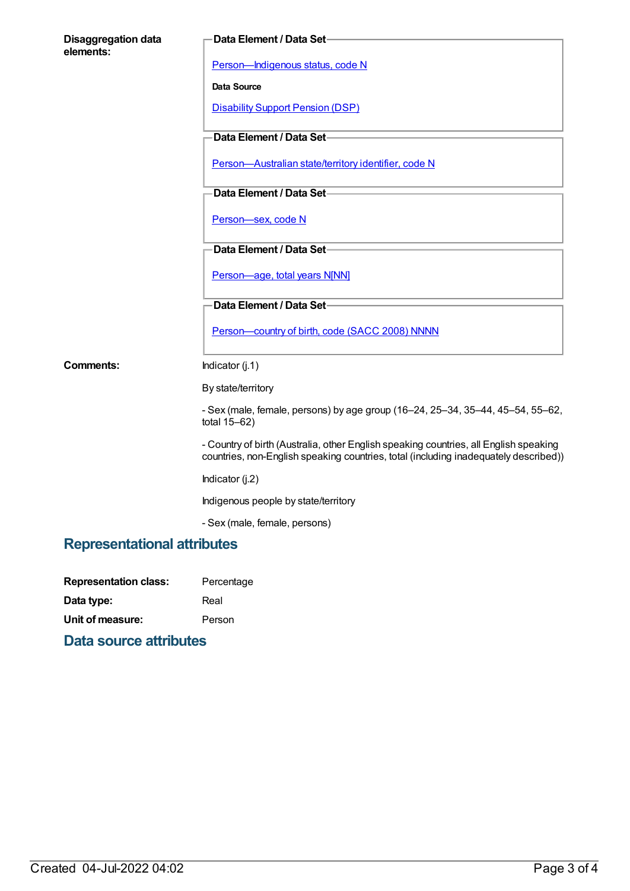**Disaggregation data elements:**

**Data Element / Data Set**

Person—Indigenous status, code N

**Data Source**

Disability Support Pension (DSP)

**Data Element / Data Set**

Person—Australian state/territory identifier, code N

**Data Element / Data Set**

Person—sex, code N

**Data Element / Data Set**

Person—age, total years N[NN]

**Data Element / Data Set**

Person—country of birth, code (SACC 2008) NNNN

**Comments:**

Indicator (j.1)

By state/territory

- Sex (male, female, persons) by age group (16–24, 25–34, 35–44, 45–54, 55–62, total 15–62)

- Country of birth (Australia, other English speaking countries, all English speaking countries, non-English speaking countries, total (including inadequately described))

Indicator (j.2)

Indigenous people by state/territory

- Sex (male, female, persons)

## Representational attributes

**Representation class:** Percentage

**Data type:** Real

**Unit of measure:** Person

## Data source attributes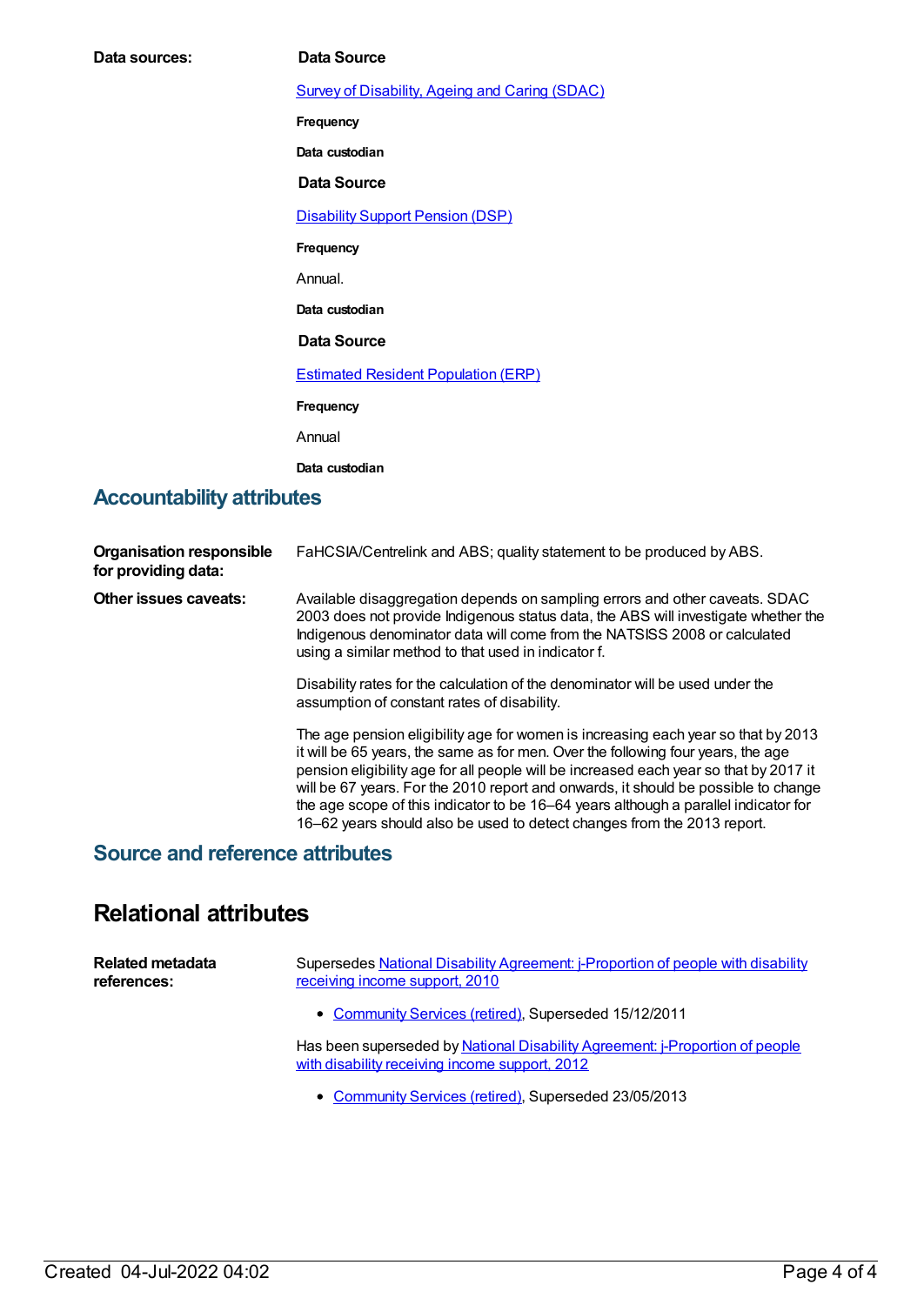**Data sources:**

**Data Source**

Survey of Disability, Ageing and Caring (SDAC)

**Frequency**

**Data custodian**

**Data Source**

Disability Support Pension (DSP)

**Frequency**

Annual.

**Data custodian**

**Data Source**

Estimated Resident Population (ERP)

**Frequency**

Annual

**Data custodian**

## Accountability attributes

**Organisation responsible for providing data:** FaHCSIA/Centrelink and ABS; quality statement to be produced by ABS.

**Other issues caveats:** Available disaggregation depends on sampling errors and other caveats. SDAC 2003 does not provide Indigenous status data, the ABS will investigate whether the Indigenous denominator data will come from the NATSISS 2008 or calculated using a similar method to that used in indicator f.

Disability rates for the calculation of the denominator will be used under the assumption of constant rates of disability.

The age pension eligibility age for women is increasing each year so that by 2013 it will be 65 years, the same as for men. Over the following four years, the age pension eligibility age for all people will be increased each year so that by 2017 it will be 67 years. For the 2010 report and onwards, it should be possible to change the age scope of this indicator to be 16–64 years although a parallel indicator for 16–62 years should also be used to detect changes from the 2013 report.

## Source and reference attributes

# Relational attributes

**Related metadata references:**

Supersedes National Disability Agreement: j-Proportion of people with disability receiving income support, 2010

- Community Services (retired), Superseded 15/12/2011

Has been superseded by National Disability Agreement: j-Proportion of people with disability receiving income support, 2012

- Community Services (retired), Superseded 23/05/2013